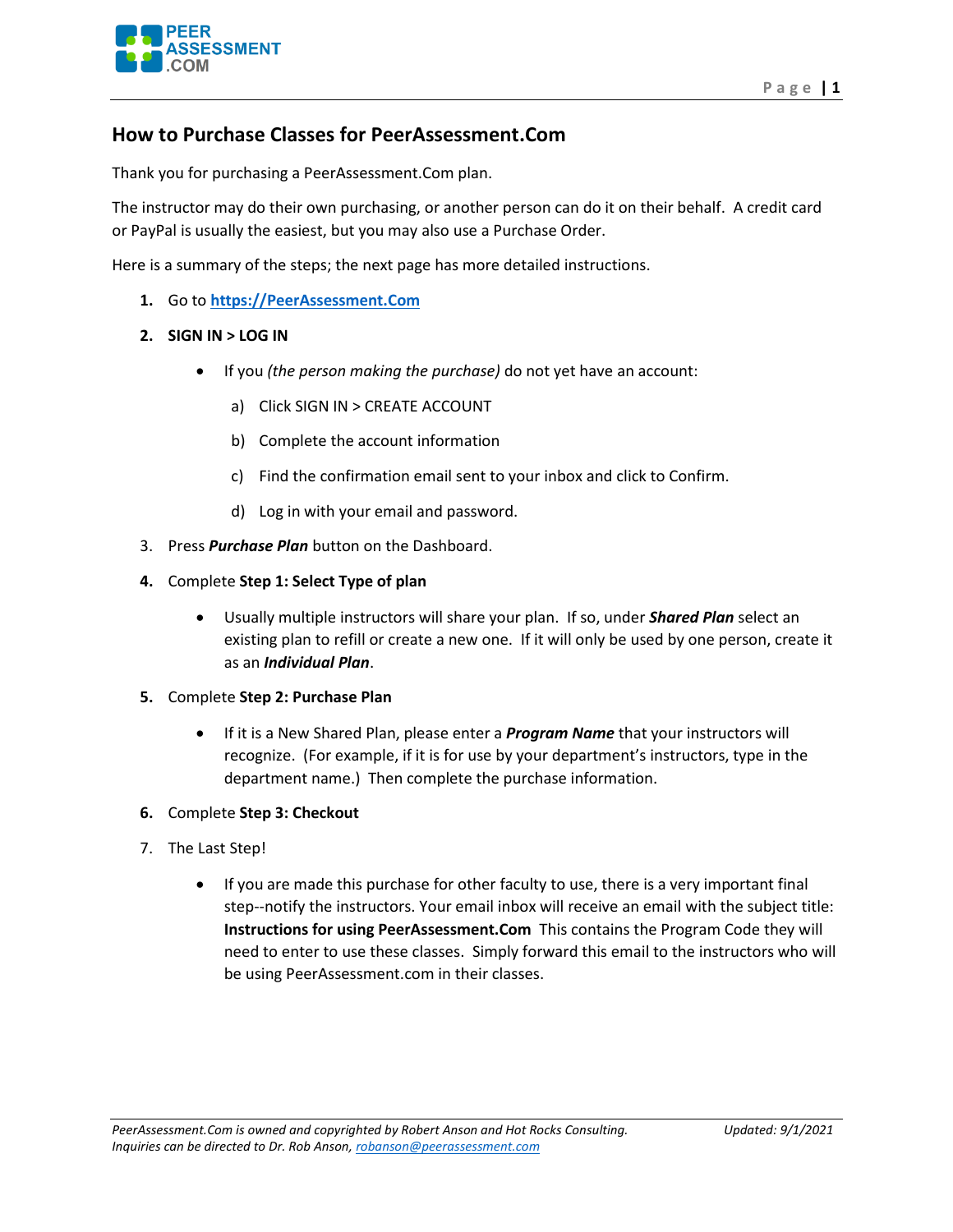## How to Purchase Classes for PeerAssessment.Com

Thank you for purchasing a PeerAssessment.Com plan.

The instructor may do their own purchasing, or another person can do it on their behalf. A credit card or PayPal is usually the easiest, but you may also use a Purchase Order.

Here is a summary of the steps; the next page has more detailed instructions.

1. Go to **https://PeerAssessment.Com**
2. **SIGN IN > LOG IN**
   - If you *(the person making the purchase)* do not yet have an account:
     a) Click SIGN IN > CREATE ACCOUNT
     b) Complete the account information
     c) Find the confirmation email sent to your inbox and click to Confirm.
     d) Log in with your email and password.
3. Press ***Purchase Plan*** button on the Dashboard.
4. Complete **Step 1: Select Type of plan**
   - Usually multiple instructors will share your plan. If so, under ***Shared Plan*** select an existing plan to refill or create a new one. If it will only be used by one person, create it as an ***Individual Plan***.
5. Complete **Step 2: Purchase Plan**
   - If it is a New Shared Plan, please enter a ***Program Name*** that your instructors will recognize. (For example, if it is for use by your department's instructors, type in the department name.) Then complete the purchase information.
6. Complete **Step 3: Checkout**
7. The Last Step!
   - If you are made this purchase for other faculty to use, there is a very important final step--notify the instructors. Your email inbox will receive an email with the subject title: **Instructions for using PeerAssessment.Com** This contains the Program Code they will need to enter to use these classes. Simply forward this email to the instructors who will be using PeerAssessment.com in their classes.

*PeerAssessment.Com is owned and copyrighted by Robert Anson and Hot Rocks Consulting. Inquiries can be directed to Dr. Rob Anson, robanson@peerassessment.com* *Updated: 9/1/2021*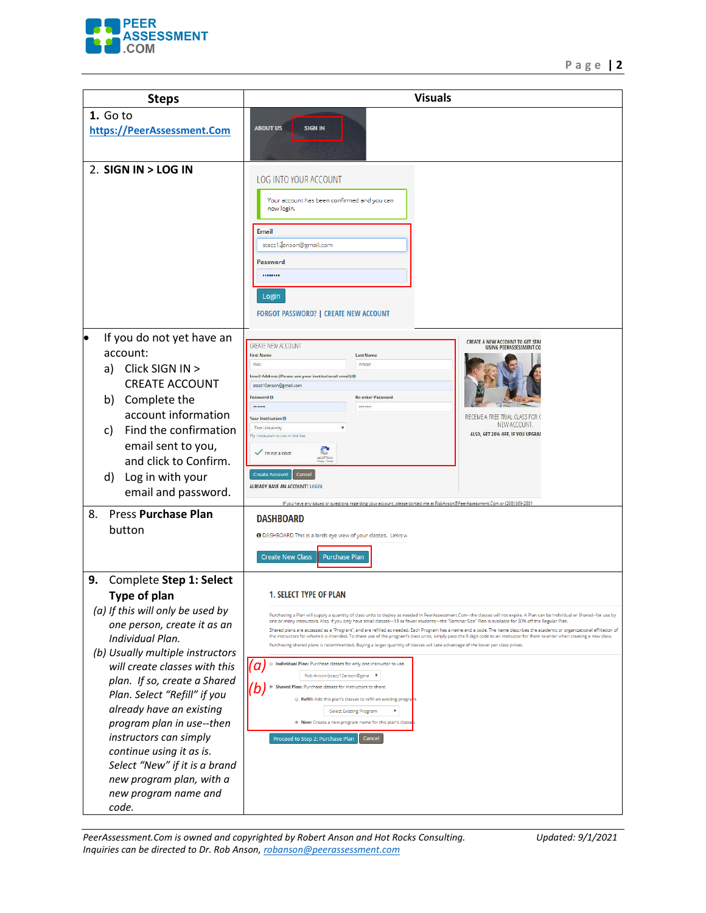| Steps | Visuals |
|---|---|
| **1.** Go to [https://PeerAssessment.Com](https://PeerAssessment.Com) | ABOUT US  SIGN IN |
| 2. **SIGN IN > LOG IN** | LOG INTO YOUR ACCOUNT<br>Your account has been confirmed and you can now login.<br>Email<br>stazz12anson@gmail.com<br>Password<br>Login<br>FORGOT PASSWORD? \| CREATE NEW ACCOUNT |
| • If you do not yet have an account:<br>a) Click SIGN IN > CREATE ACCOUNT<br>b) Complete the account information<br>c) Find the confirmation email sent to you, and click to Confirm.<br>d) Log in with your email and password. | CREATE NEW ACCOUNT<br>First Name  Last Name<br>Email Address (Please use your institutional email)<br>Password  Re-enter Password<br>Your Institution<br>I'm not a robot<br>Create Account  Cancel<br>ALREADY HAVE AN ACCOUNT? LOGIN<br>CREATE A NEW ACCOUNT TO GET STARTED USING PEERASSESSMENT.COM<br>RECEIVE A FREE TRIAL CLASS FOR CREATING A NEW ACCOUNT.<br>ALSO, GET 20% OFF, IF YOU UPGRADE |
| 8. Press **Purchase Plan** button | DASHBOARD<br>DASHBOARD This is a birds eye view of your classes.<br>Create New Class  Purchase Plan |
| **9.** Complete **Step 1: Select Type of plan**<br>*(a) If this will only be used by one person, create it as an Individual Plan.*<br>*(b) Usually multiple instructors will create classes with this plan. If so, create a Shared Plan. Select "Refill" if you already have an existing program plan in use--then instructors can simply continue using it as is. Select "New" if it is a brand new program plan, with a new program name and code.* | 1. SELECT TYPE OF PLAN<br>(a) Individual Plan: Purchase classes for only one instructor to use.<br>(b) Shared Plan: Purchase classes for instructors to share.<br>Refill: Add this plan's classes to refill an existing program.<br>New: Create a new program name for this plan's classes.<br>Proceed to Step 2: Purchase Plan  Cancel |

*PeerAssessment.Com is owned and copyrighted by Robert Anson and Hot Rocks Consulting.* *Updated: 9/1/2021*
*Inquiries can be directed to Dr. Rob Anson, [robanson@peerassessment.com](mailto:robanson@peerassessment.com)*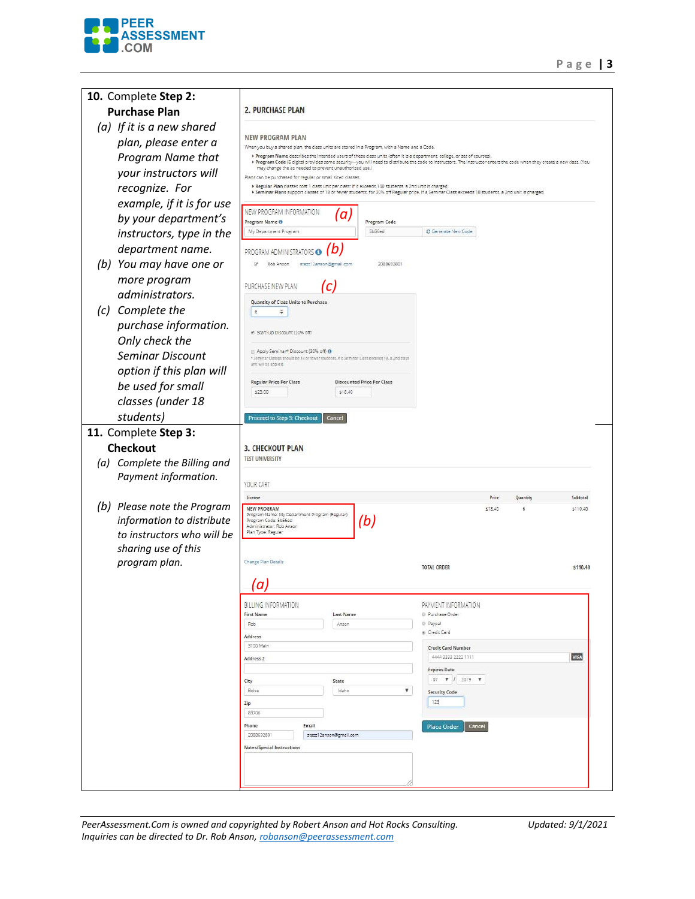**10.** Complete **Step 2: Purchase Plan**

*(a) If it is a new shared plan, please enter a Program Name that your instructors will recognize. For example, if it is for use by your department's instructors, type in the department name.*

*(b) You may have one or more program administrators.*

*(c) Complete the purchase information. Only check the Seminar Discount option if this plan will be used for small classes (under 18 students)*

**11.** Complete **Step 3: Checkout**

*(a) Complete the Billing and Payment information.*

*(b) Please note the Program information to distribute to instructors who will be sharing use of this program plan.*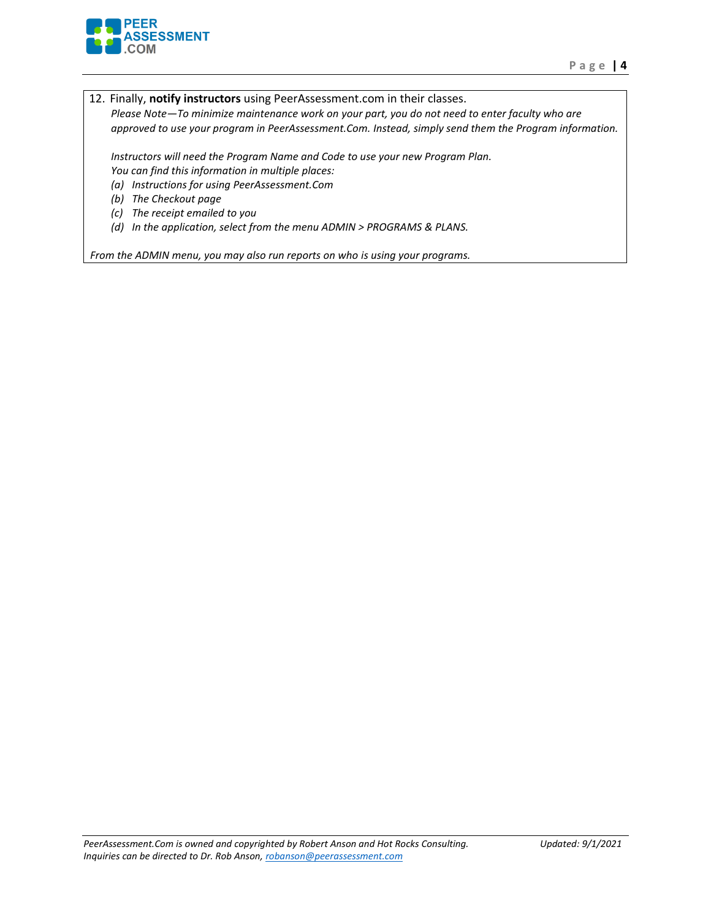12. Finally, **notify instructors** using PeerAssessment.com in their classes.
    *Please Note—To minimize maintenance work on your part, you do not need to enter faculty who are approved to use your program in PeerAssessment.Com. Instead, simply send them the Program information.*

    *Instructors will need the Program Name and Code to use your new Program Plan.*
    *You can find this information in multiple places:*
    *(a) Instructions for using PeerAssessment.Com*
    *(b) The Checkout page*
    *(c) The receipt emailed to you*
    *(d) In the application, select from the menu ADMIN > PROGRAMS & PLANS.*

*From the ADMIN menu, you may also run reports on who is using your programs.*